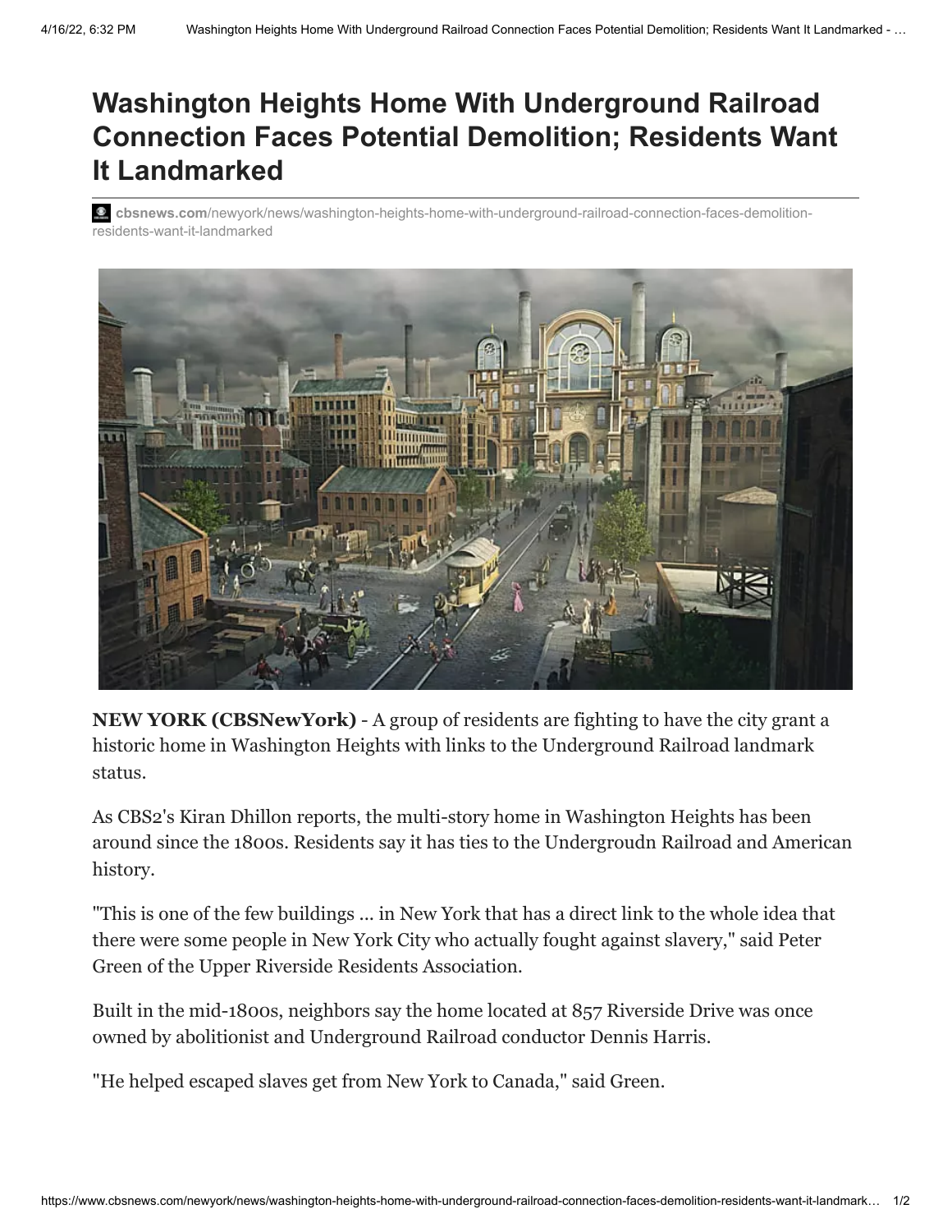# Washington Heights Home With Underground Railroad Connection Faces Potential Demolition; Residents Want It Landmarked

cbsnews.com/newyork/news/washington-heights-home-with-underground-railroad-connection-faces-demolition-residents-want-it-landmarked

**NEW YORK (CBSNewYork)** - A group of residents are fighting to have the city grant a historic home in Washington Heights with links to the Underground Railroad landmark status.

As CBS2's Kiran Dhillon reports, the multi-story home in Washington Heights has been around since the 1800s. Residents say it has ties to the Undergroudn Railroad and American history.

"This is one of the few buildings ... in New York that has a direct link to the whole idea that there were some people in New York City who actually fought against slavery," said Peter Green of the Upper Riverside Residents Association.

Built in the mid-1800s, neighbors say the home located at 857 Riverside Drive was once owned by abolitionist and Underground Railroad conductor Dennis Harris.

"He helped escaped slaves get from New York to Canada," said Green.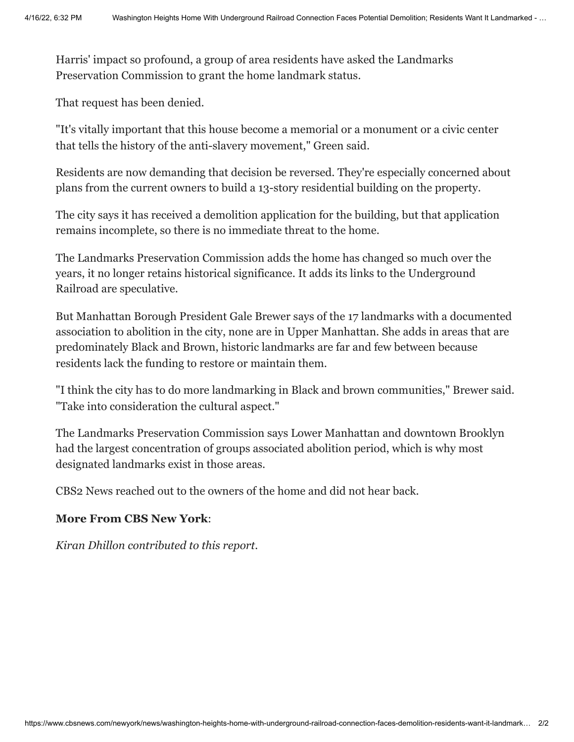Harris' impact so profound, a group of area residents have asked the Landmarks Preservation Commission to grant the home landmark status.

That request has been denied.

"It's vitally important that this house become a memorial or a monument or a civic center that tells the history of the anti-slavery movement," Green said.

Residents are now demanding that decision be reversed. They're especially concerned about plans from the current owners to build a 13-story residential building on the property.

The city says it has received a demolition application for the building, but that application remains incomplete, so there is no immediate threat to the home.

The Landmarks Preservation Commission adds the home has changed so much over the years, it no longer retains historical significance. It adds its links to the Underground Railroad are speculative.

But Manhattan Borough President Gale Brewer says of the 17 landmarks with a documented association to abolition in the city, none are in Upper Manhattan. She adds in areas that are predominately Black and Brown, historic landmarks are far and few between because residents lack the funding to restore or maintain them.

"I think the city has to do more landmarking in Black and brown communities," Brewer said. "Take into consideration the cultural aspect."

The Landmarks Preservation Commission says Lower Manhattan and downtown Brooklyn had the largest concentration of groups associated abolition period, which is why most designated landmarks exist in those areas.

CBS2 News reached out to the owners of the home and did not hear back.

**More From CBS New York**:

*Kiran Dhillon contributed to this report.*